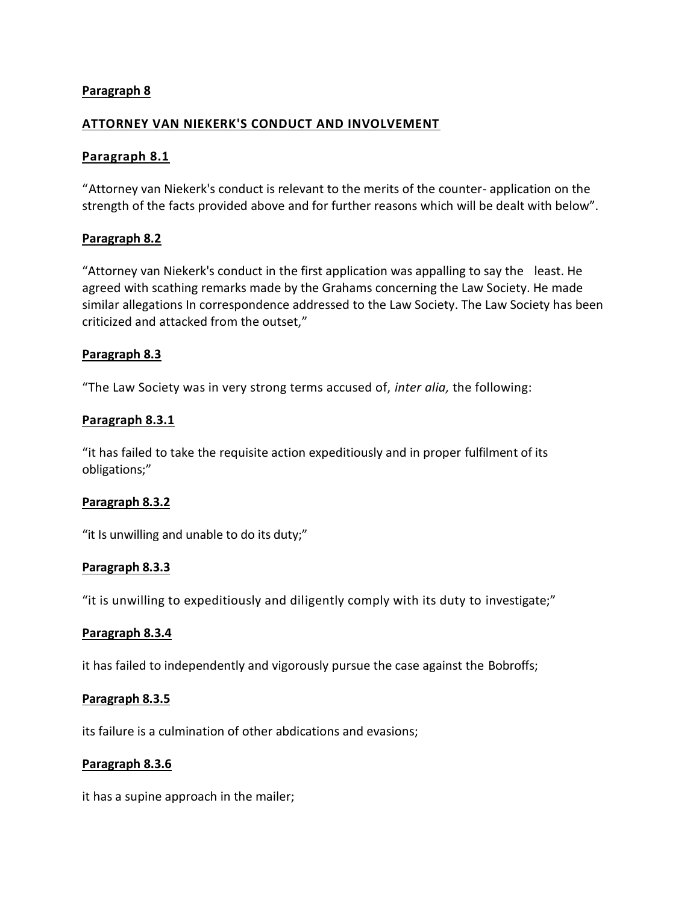**Paragraph 8**

**ATTORNEY VAN NIEKERK'S CONDUCT AND INVOLVEMENT**

**Paragraph 8.1**

"Attorney van Niekerk's conduct is relevant to the merits of the counter- application on the strength of the facts provided above and for further reasons which will be dealt with below".

**Paragraph 8.2**

"Attorney van Niekerk's conduct in the first application was appalling to say the least. He agreed with scathing remarks made by the Grahams concerning the Law Society. He made similar allegations In correspondence addressed to the Law Society. The Law Society has been criticized and attacked from the outset,"

**Paragraph 8.3**

"The Law Society was in very strong terms accused of, *inter alia,* the following:

**Paragraph 8.3.1**

"it has failed to take the requisite action expeditiously and in proper fulfilment of its obligations;"

**Paragraph 8.3.2**

"it Is unwilling and unable to do its duty;"

**Paragraph 8.3.3**

"it is unwilling to expeditiously and diligently comply with its duty to investigate;"

**Paragraph 8.3.4**

it has failed to independently and vigorously pursue the case against the Bobroffs;

**Paragraph 8.3.5**

its failure is a culmination of other abdications and evasions;

**Paragraph 8.3.6**

it has a supine approach in the mailer;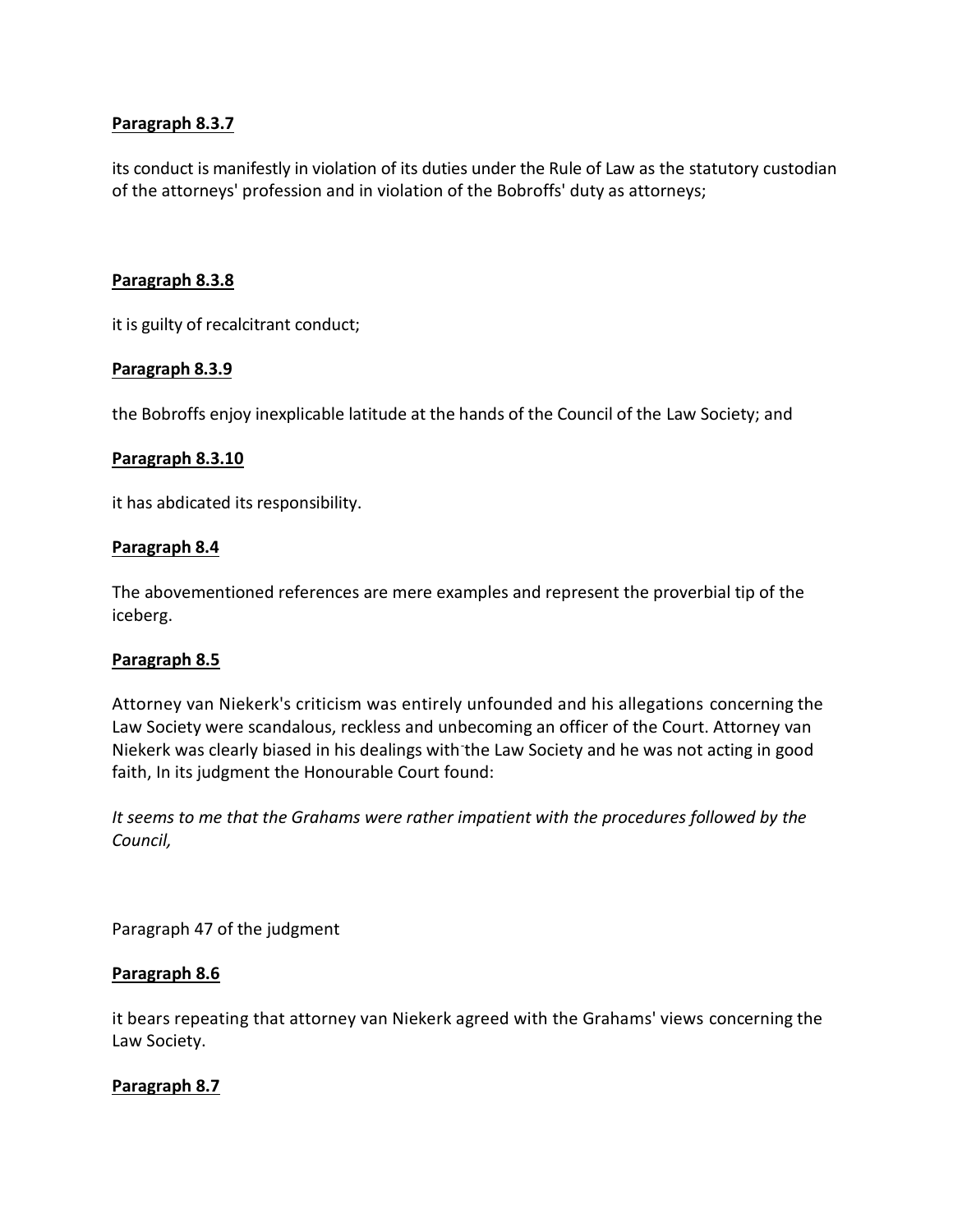**Paragraph 8.3.7**

its conduct is manifestly in violation of its duties under the Rule of Law as the statutory custodian of the attorneys' profession and in violation of the Bobroffs' duty as attorneys;

**Paragraph 8.3.8**

it is guilty of recalcitrant conduct;

**Paragraph 8.3.9**

the Bobroffs enjoy inexplicable latitude at the hands of the Council of the Law Society; and

**Paragraph 8.3.10**

it has abdicated its responsibility.

**Paragraph 8.4**

The abovementioned references are mere examples and represent the proverbial tip of the iceberg.

**Paragraph 8.5**

Attorney van Niekerk's criticism was entirely unfounded and his allegations concerning the Law Society were scandalous, reckless and unbecoming an officer of the Court. Attorney van Niekerk was clearly biased in his dealings with the Law Society and he was not acting in good faith, In its judgment the Honourable Court found:

*It seems to me that the Grahams were rather impatient with the procedures followed by the Council,*

Paragraph 47 of the judgment

**Paragraph 8.6**

it bears repeating that attorney van Niekerk agreed with the Grahams' views concerning the Law Society.

**Paragraph 8.7**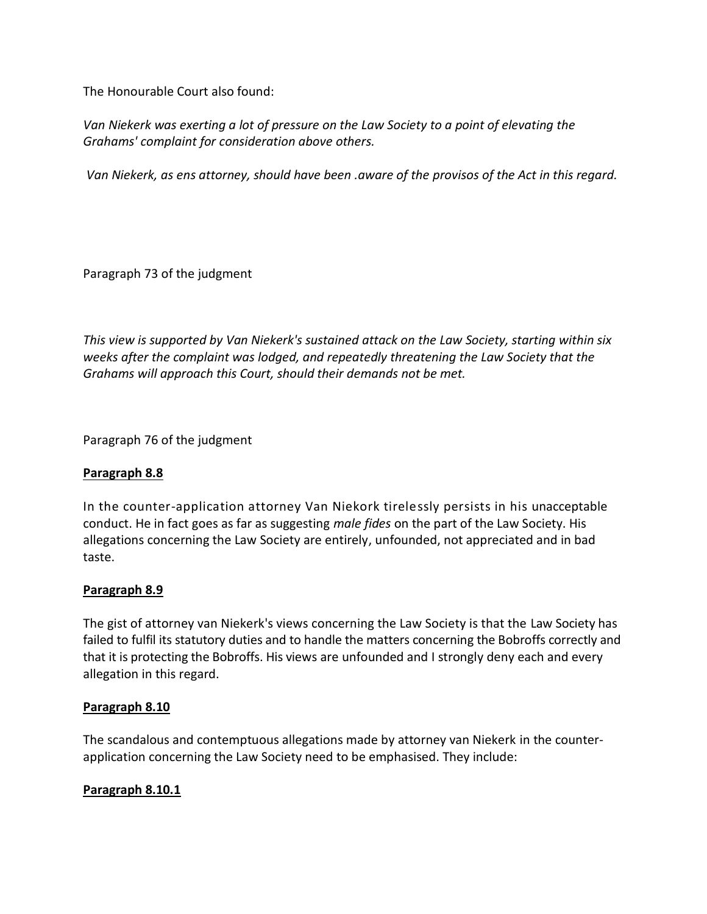The Honourable Court also found:

*Van Niekerk was exerting a lot of pressure on the Law Society to a point of elevating the Grahams' complaint for consideration above others.*

*Van Niekerk, as ens attorney, should have been .aware of the provisos of the Act in this regard.*

Paragraph 73 of the judgment

*This view is supported by Van Niekerk's sustained attack on the Law Society, starting within six weeks after the complaint was lodged, and repeatedly threatening the Law Society that the Grahams will approach this Court, should their demands not be met.*

Paragraph 76 of the judgment

**Paragraph 8.8**

In the counter-application attorney Van Niekork tirelessly persists in his unacceptable conduct. He in fact goes as far as suggesting *male fides* on the part of the Law Society. His allegations concerning the Law Society are entirely, unfounded, not appreciated and in bad taste.

**Paragraph 8.9**

The gist of attorney van Niekerk's views concerning the Law Society is that the Law Society has failed to fulfil its statutory duties and to handle the matters concerning the Bobroffs correctly and that it is protecting the Bobroffs. His views are unfounded and I strongly deny each and every allegation in this regard.

**Paragraph 8.10**

The scandalous and contemptuous allegations made by attorney van Niekerk in the counter-application concerning the Law Society need to be emphasised. They include:

**Paragraph 8.10.1**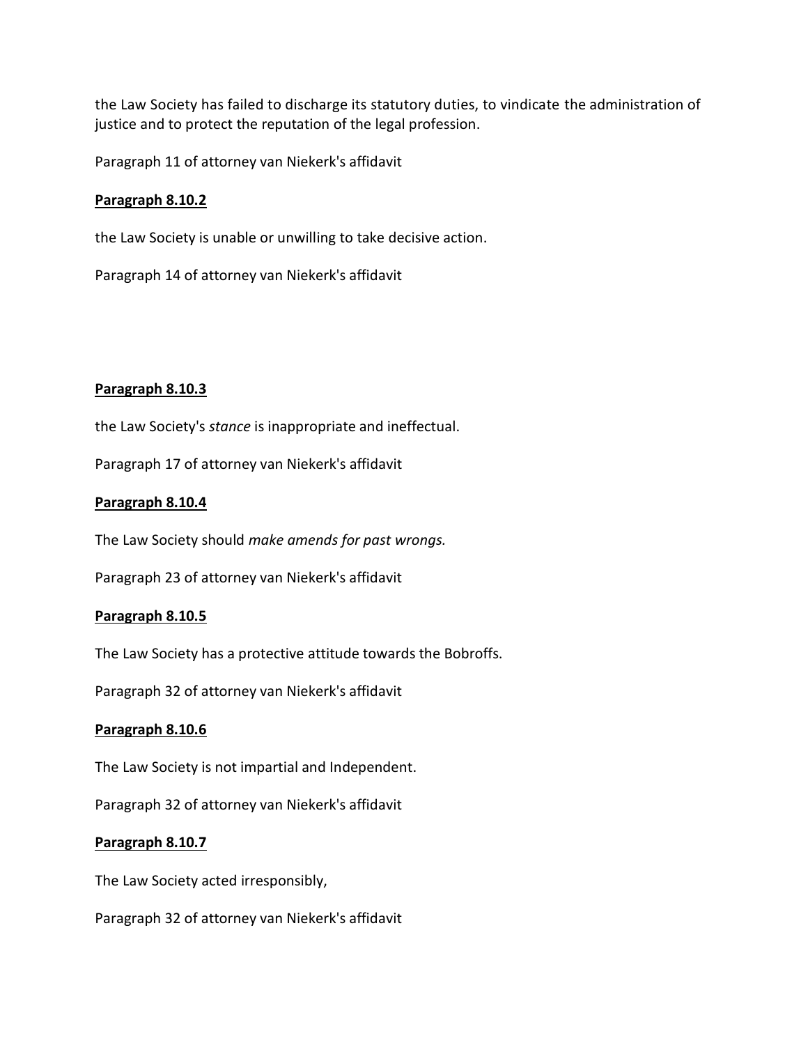the Law Society has failed to discharge its statutory duties, to vindicate the administration of justice and to protect the reputation of the legal profession.

Paragraph 11 of attorney van Niekerk's affidavit

**<u>Paragraph 8.10.2</u>**

the Law Society is unable or unwilling to take decisive action.

Paragraph 14 of attorney van Niekerk's affidavit

**<u>Paragraph 8.10.3</u>**

the Law Society's *stance* is inappropriate and ineffectual.

Paragraph 17 of attorney van Niekerk's affidavit

**<u>Paragraph 8.10.4</u>**

The Law Society should *make amends for past wrongs.*

Paragraph 23 of attorney van Niekerk's affidavit

**<u>Paragraph 8.10.5</u>**

The Law Society has a protective attitude towards the Bobroffs.

Paragraph 32 of attorney van Niekerk's affidavit

**<u>Paragraph 8.10.6</u>**

The Law Society is not impartial and Independent.

Paragraph 32 of attorney van Niekerk's affidavit

**<u>Paragraph 8.10.7</u>**

The Law Society acted irresponsibly,

Paragraph 32 of attorney van Niekerk's affidavit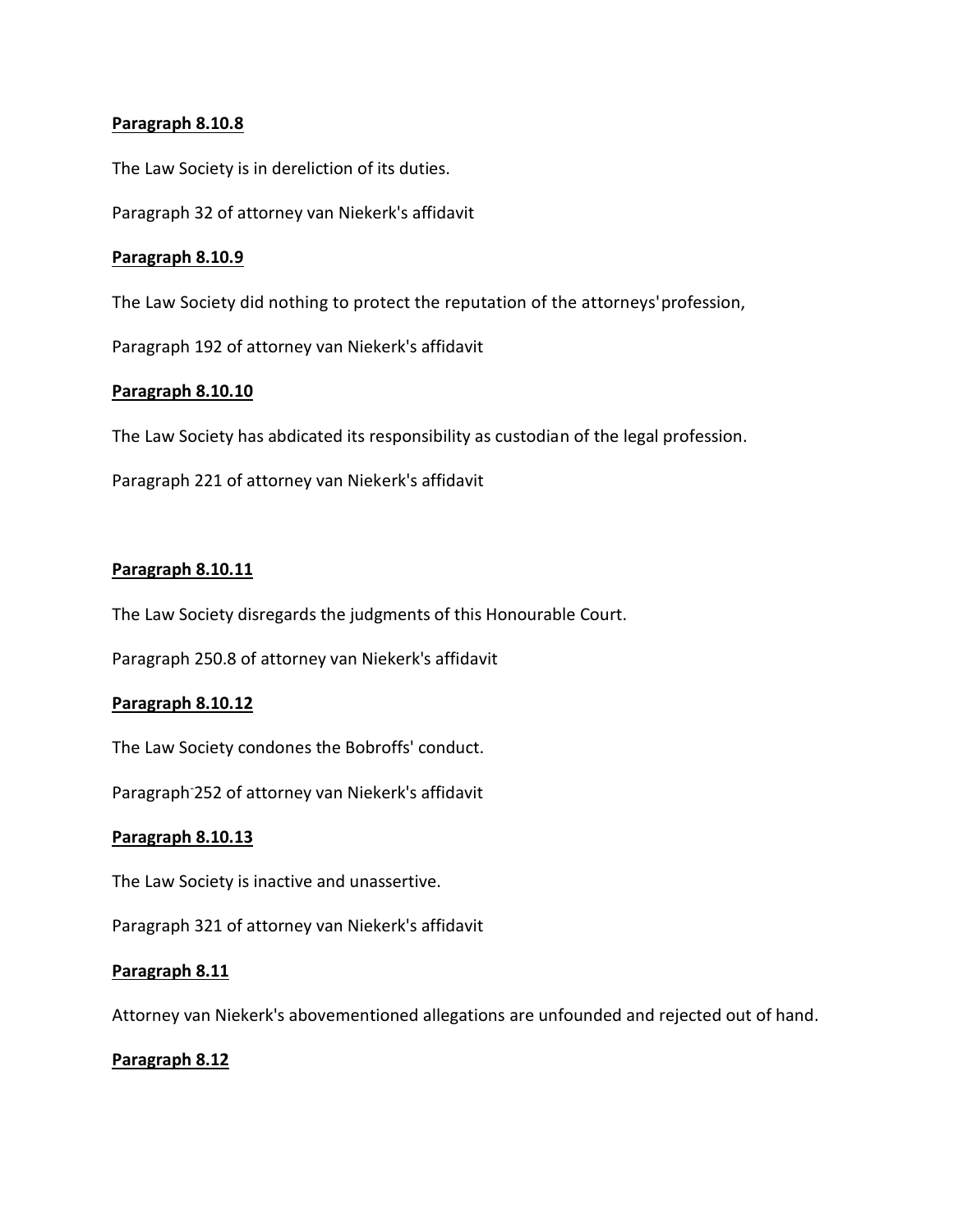**Paragraph 8.10.8**

The Law Society is in dereliction of its duties.

Paragraph 32 of attorney van Niekerk's affidavit

**Paragraph 8.10.9**

The Law Society did nothing to protect the reputation of the attorneys' profession,

Paragraph 192 of attorney van Niekerk's affidavit

**Paragraph 8.10.10**

The Law Society has abdicated its responsibility as custodian of the legal profession.

Paragraph 221 of attorney van Niekerk's affidavit

**Paragraph 8.10.11**

The Law Society disregards the judgments of this Honourable Court.

Paragraph 250.8 of attorney van Niekerk's affidavit

**Paragraph 8.10.12**

The Law Society condones the Bobroffs' conduct.

Paragraph 252 of attorney van Niekerk's affidavit

**Paragraph 8.10.13**

The Law Society is inactive and unassertive.

Paragraph 321 of attorney van Niekerk's affidavit

**Paragraph 8.11**

Attorney van Niekerk's abovementioned allegations are unfounded and rejected out of hand.

**Paragraph 8.12**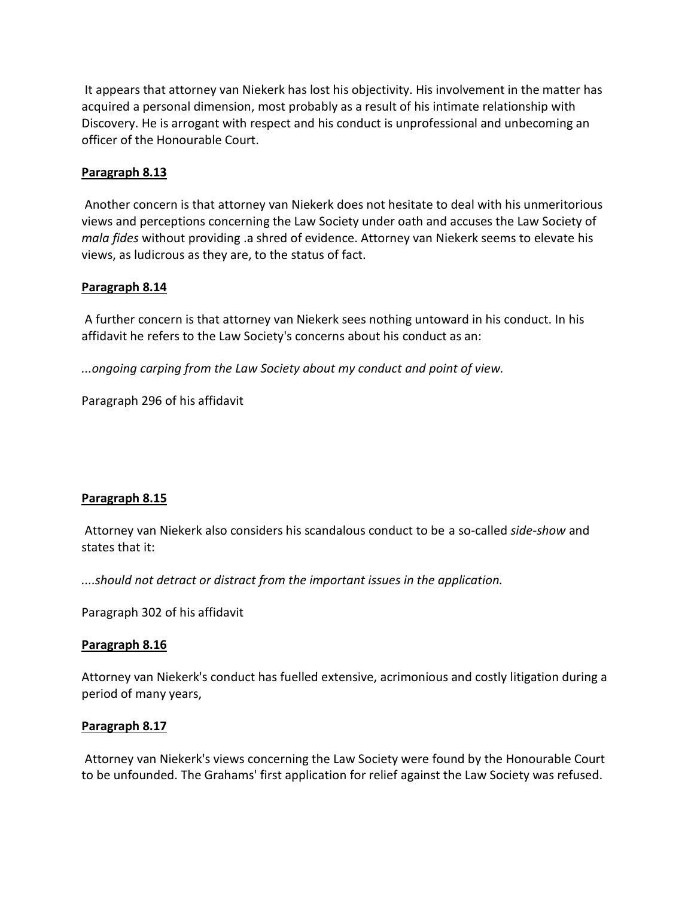It appears that attorney van Niekerk has lost his objectivity. His involvement in the matter has acquired a personal dimension, most probably as a result of his intimate relationship with Discovery. He is arrogant with respect and his conduct is unprofessional and unbecoming an officer of the Honourable Court.

**Paragraph 8.13**

Another concern is that attorney van Niekerk does not hesitate to deal with his unmeritorious views and perceptions concerning the Law Society under oath and accuses the Law Society of *mala fides* without providing .a shred of evidence. Attorney van Niekerk seems to elevate his views, as ludicrous as they are, to the status of fact.

**Paragraph 8.14**

A further concern is that attorney van Niekerk sees nothing untoward in his conduct. In his affidavit he refers to the Law Society's concerns about his conduct as an:

*...ongoing carping from the Law Society about my conduct and point of view.*

Paragraph 296 of his affidavit

**Paragraph 8.15**

Attorney van Niekerk also considers his scandalous conduct to be a so-called *side-show* and states that it:

*....should not detract or distract from the important issues in the application.*

Paragraph 302 of his affidavit

**Paragraph 8.16**

Attorney van Niekerk's conduct has fuelled extensive, acrimonious and costly litigation during a period of many years,

**Paragraph 8.17**

Attorney van Niekerk's views concerning the Law Society were found by the Honourable Court to be unfounded. The Grahams' first application for relief against the Law Society was refused.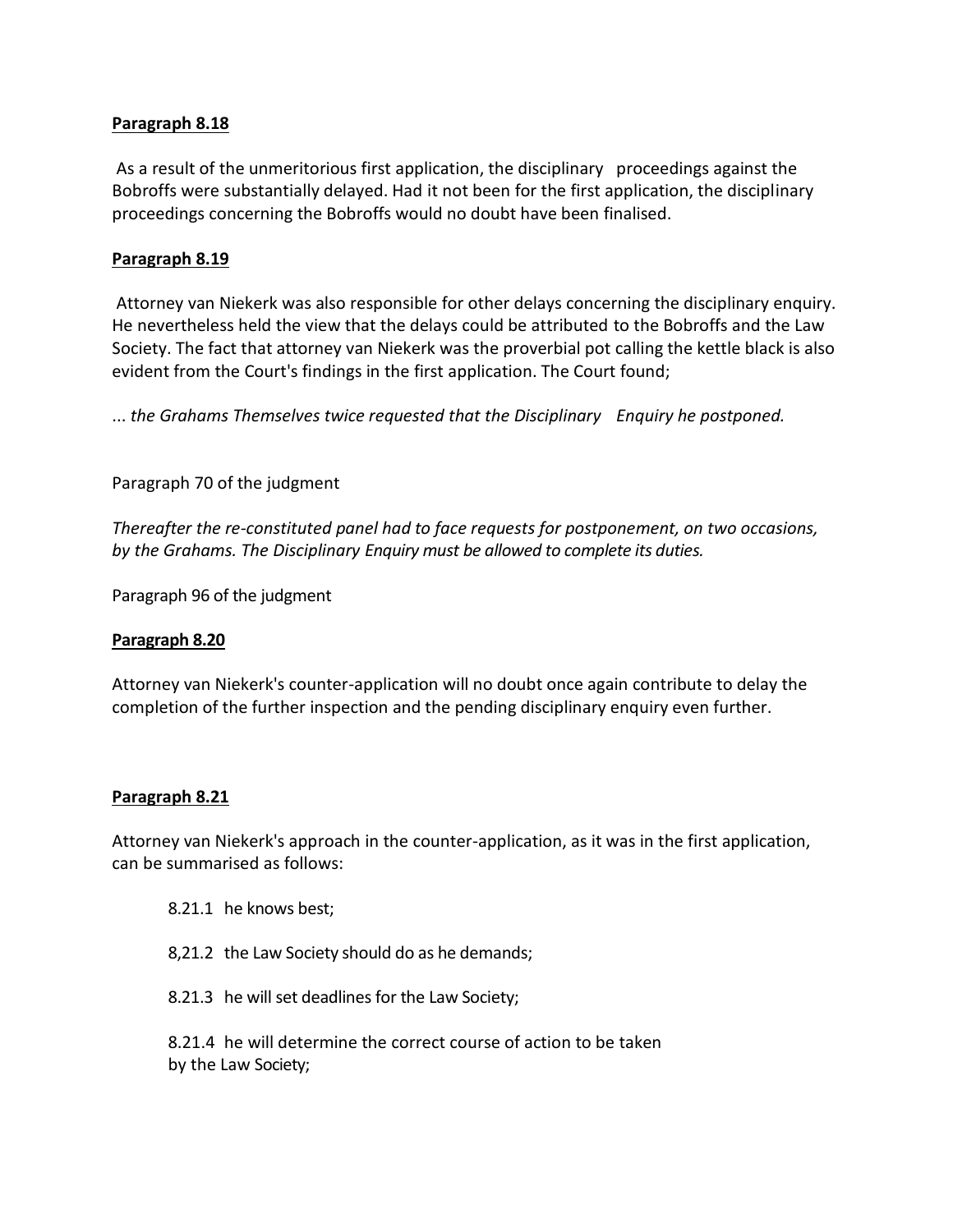**Paragraph 8.18**

As a result of the unmeritorious first application, the disciplinary proceedings against the Bobroffs were substantially delayed. Had it not been for the first application, the disciplinary proceedings concerning the Bobroffs would no doubt have been finalised.

**Paragraph 8.19**

Attorney van Niekerk was also responsible for other delays concerning the disciplinary enquiry. He nevertheless held the view that the delays could be attributed to the Bobroffs and the Law Society. The fact that attorney van Niekerk was the proverbial pot calling the kettle black is also evident from the Court's findings in the first application. The Court found;

... *the Grahams Themselves twice requested that the Disciplinary Enquiry he postponed.*

Paragraph 70 of the judgment

*Thereafter the re-constituted panel had to face requests for postponement, on two occasions, by the Grahams. The Disciplinary Enquiry must be allowed to complete its duties.*

Paragraph 96 of the judgment

**Paragraph 8.20**

Attorney van Niekerk's counter-application will no doubt once again contribute to delay the completion of the further inspection and the pending disciplinary enquiry even further.

**Paragraph 8.21**

Attorney van Niekerk's approach in the counter-application, as it was in the first application, can be summarised as follows:

8.21.1 he knows best;

8,21.2 the Law Society should do as he demands;

8.21.3 he will set deadlines for the Law Society;

8.21.4 he will determine the correct course of action to be taken by the Law Society;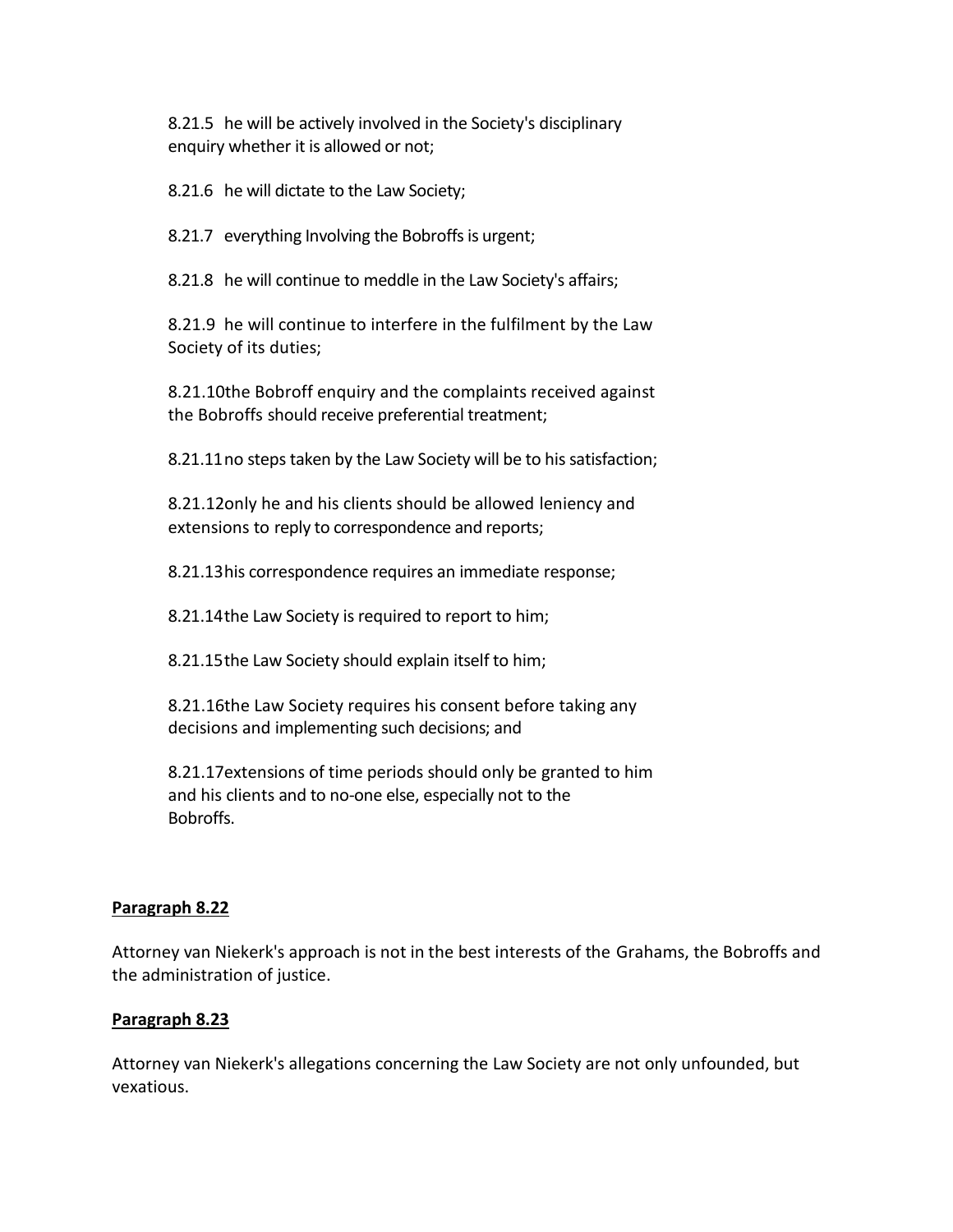8.21.5 he will be actively involved in the Society's disciplinary enquiry whether it is allowed or not;

8.21.6 he will dictate to the Law Society;

8.21.7 everything Involving the Bobroffs is urgent;

8.21.8 he will continue to meddle in the Law Society's affairs;

8.21.9 he will continue to interfere in the fulfilment by the Law Society of its duties;

8.21.10 the Bobroff enquiry and the complaints received against the Bobroffs should receive preferential treatment;

8.21.11 no steps taken by the Law Society will be to his satisfaction;

8.21.12 only he and his clients should be allowed leniency and extensions to reply to correspondence and reports;

8.21.13 his correspondence requires an immediate response;

8.21.14 the Law Society is required to report to him;

8.21.15 the Law Society should explain itself to him;

8.21.16 the Law Society requires his consent before taking any decisions and implementing such decisions; and

8.21.17 extensions of time periods should only be granted to him and his clients and to no-one else, especially not to the Bobroffs.

**Paragraph 8.22**

Attorney van Niekerk's approach is not in the best interests of the Grahams, the Bobroffs and the administration of justice.

**Paragraph 8.23**

Attorney van Niekerk's allegations concerning the Law Society are not only unfounded, but vexatious.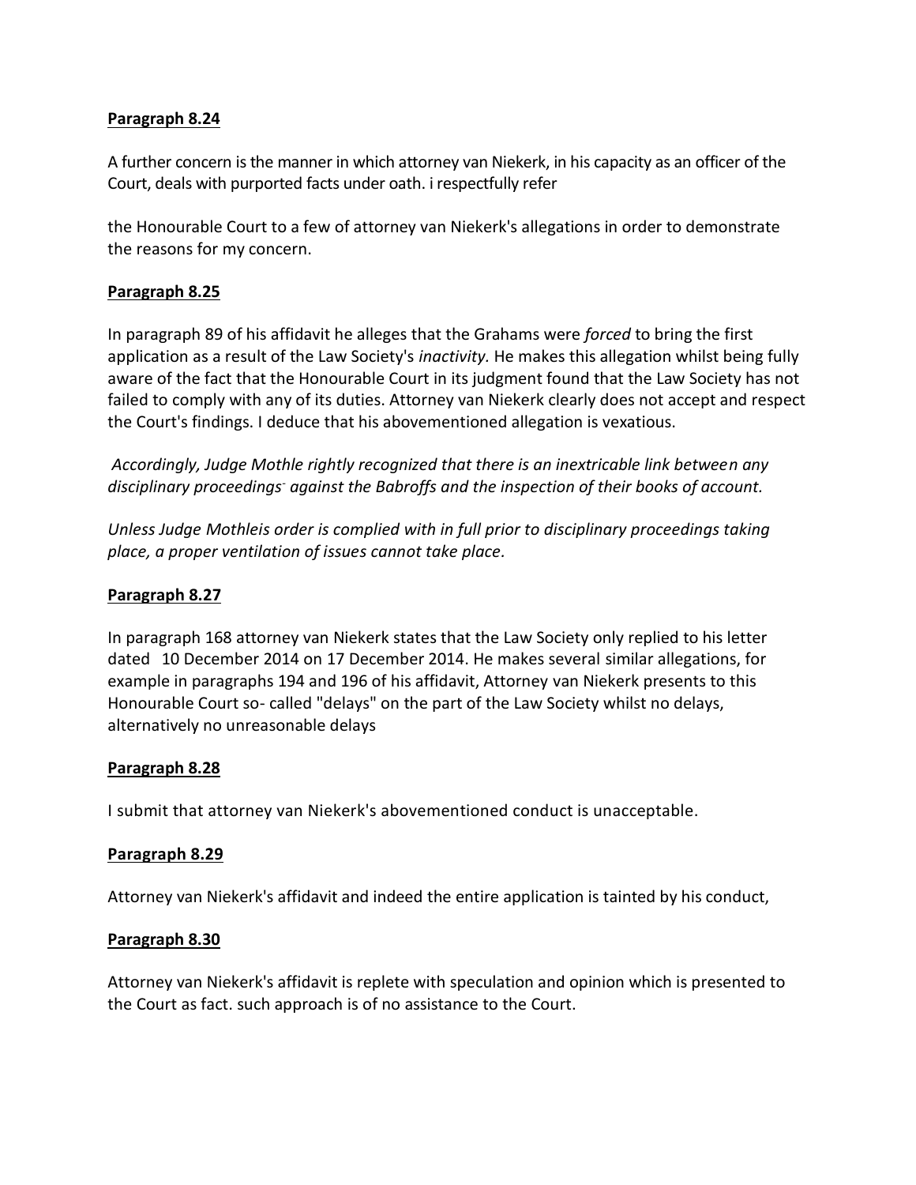**Paragraph 8.24**

A further concern is the manner in which attorney van Niekerk, in his capacity as an officer of the Court, deals with purported facts under oath. i respectfully refer

the Honourable Court to a few of attorney van Niekerk's allegations in order to demonstrate the reasons for my concern.

**Paragraph 8.25**

In paragraph 89 of his affidavit he alleges that the Grahams were *forced* to bring the first application as a result of the Law Society's *inactivity.* He makes this allegation whilst being fully aware of the fact that the Honourable Court in its judgment found that the Law Society has not failed to comply with any of its duties. Attorney van Niekerk clearly does not accept and respect the Court's findings. I deduce that his abovementioned allegation is vexatious.

*Accordingly, Judge Mothle rightly recognized that there is an inextricable link between any disciplinary proceedings- against the Babroffs and the inspection of their books of account.*

*Unless Judge Mothleis order is complied with in full prior to disciplinary proceedings taking place, a proper ventilation of issues cannot take place.*

**Paragraph 8.27**

In paragraph 168 attorney van Niekerk states that the Law Society only replied to his letter dated 10 December 2014 on 17 December 2014. He makes several similar allegations, for example in paragraphs 194 and 196 of his affidavit, Attorney van Niekerk presents to this Honourable Court so- called "delays" on the part of the Law Society whilst no delays, alternatively no unreasonable delays

**Paragraph 8.28**

I submit that attorney van Niekerk's abovementioned conduct is unacceptable.

**Paragraph 8.29**

Attorney van Niekerk's affidavit and indeed the entire application is tainted by his conduct,

**Paragraph 8.30**

Attorney van Niekerk's affidavit is replete with speculation and opinion which is presented to the Court as fact. such approach is of no assistance to the Court.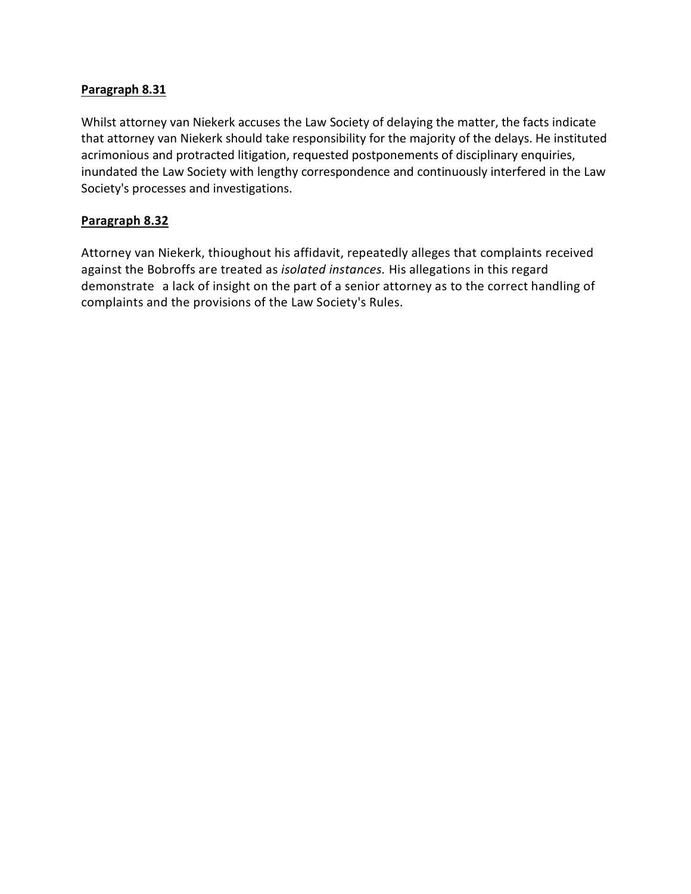**Paragraph 8.31**

Whilst attorney van Niekerk accuses the Law Society of delaying the matter, the facts indicate that attorney van Niekerk should take responsibility for the majority of the delays. He instituted acrimonious and protracted litigation, requested postponements of disciplinary enquiries, inundated the Law Society with lengthy correspondence and continuously interfered in the Law Society's processes and investigations.

**Paragraph 8.32**

Attorney van Niekerk, thioughout his affidavit, repeatedly alleges that complaints received against the Bobroffs are treated as *isolated instances.* His allegations in this regard demonstrate a lack of insight on the part of a senior attorney as to the correct handling of complaints and the provisions of the Law Society's Rules.